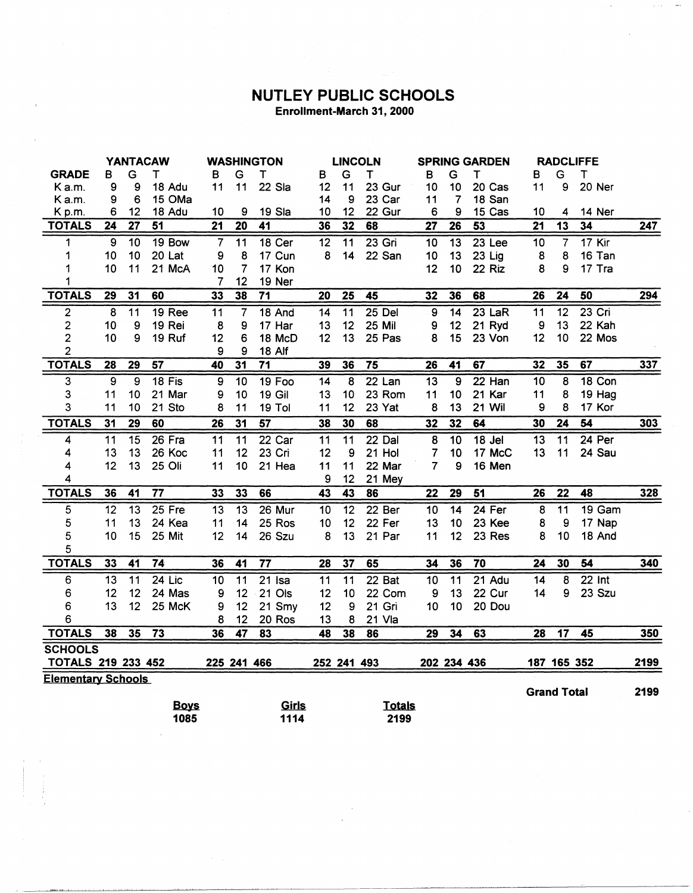# NUTLEY PUBLIC SCHOOLS

**Enrollment-March 31, 2000**

| | YANTACAW | | | | WASHINGTON | | | | LINCOLN | | | | SPRING GARDEN | | | | RADCLIFFE | | | | |
|---|---|---|---|---|---|---|---|---|---|---|---|---|---|---|---|---|---|---|---|---|---|
| **GRADE** | B | G | T | | B | G | T | | B | G | T | | B | G | T | | B | G | T | | |
| K a.m. | 9 | 9 | 18 | Adu | 11 | 11 | 22 | Sla | 12 | 11 | 23 | Gur | 10 | 10 | 20 | Cas | 11 | 9 | 20 | Ner | |
| K a.m. | 9 | 6 | 15 | OMa | | | | | 14 | 9 | 23 | Car | 11 | 7 | 18 | San | | | | | |
| K p.m. | 6 | 12 | 18 | Adu | 10 | 9 | 19 | Sla | 10 | 12 | 22 | Gur | 6 | 9 | 15 | Cas | 10 | 4 | 14 | Ner | |
| **TOTALS** | **24** | **27** | **51** | | **21** | **20** | **41** | | **36** | **32** | **68** | | **27** | **26** | **53** | | **21** | **13** | **34** | | **247** |
| 1 | 9 | 10 | 19 | Bow | 7 | 11 | 18 | Cer | 12 | 11 | 23 | Gri | 10 | 13 | 23 | Lee | 10 | 7 | 17 | Kir | |
| 1 | 10 | 10 | 20 | Lat | 9 | 8 | 17 | Cun | 8 | 14 | 22 | San | 10 | 13 | 23 | Lig | 8 | 8 | 16 | Tan | |
| 1 | 10 | 11 | 21 | McA | 10 | 7 | 17 | Kon | | | | | 12 | 10 | 22 | Riz | 8 | 9 | 17 | Tra | |
| 1 | | | | | 7 | 12 | 19 | Ner | | | | | | | | | | | | | |
| **TOTALS** | **29** | **31** | **60** | | **33** | **38** | **71** | | **20** | **25** | **45** | | **32** | **36** | **68** | | **26** | **24** | **50** | | **294** |
| 2 | 8 | 11 | 19 | Ree | 11 | 7 | 18 | And | 14 | 11 | 25 | Del | 9 | 14 | 23 | LaR | 11 | 12 | 23 | Cri | |
| 2 | 10 | 9 | 19 | Rei | 8 | 9 | 17 | Har | 13 | 12 | 25 | Mil | 9 | 12 | 21 | Ryd | 9 | 13 | 22 | Kah | |
| 2 | 10 | 9 | 19 | Ruf | 12 | 6 | 18 | McD | 12 | 13 | 25 | Pas | 8 | 15 | 23 | Von | 12 | 10 | 22 | Mos | |
| 2 | | | | | 9 | 9 | 18 | Alf | | | | | | | | | | | | | |
| **TOTALS** | **28** | **29** | **57** | | **40** | **31** | **71** | | **39** | **36** | **75** | | **26** | **41** | **67** | | **32** | **35** | **67** | | **337** |
| 3 | 9 | 9 | 18 | Fis | 9 | 10 | 19 | Foo | 14 | 8 | 22 | Lan | 13 | 9 | 22 | Han | 10 | 8 | 18 | Con | |
| 3 | 11 | 10 | 21 | Mar | 9 | 10 | 19 | Gil | 13 | 10 | 23 | Rom | 11 | 10 | 21 | Kar | 11 | 8 | 19 | Hag | |
| 3 | 11 | 10 | 21 | Sto | 8 | 11 | 19 | Tol | 11 | 12 | 23 | Yat | 8 | 13 | 21 | Wil | 9 | 8 | 17 | Kor | |
| **TOTALS** | **31** | **29** | **60** | | **26** | **31** | **57** | | **38** | **30** | **68** | | **32** | **32** | **64** | | **30** | **24** | **54** | | **303** |
| 4 | 11 | 15 | 26 | Fra | 11 | 11 | 22 | Car | 11 | 11 | 22 | Dal | 8 | 10 | 18 | Jel | 13 | 11 | 24 | Per | |
| 4 | 13 | 13 | 26 | Koc | 11 | 12 | 23 | Cri | 12 | 9 | 21 | Hol | 7 | 10 | 17 | McC | 13 | 11 | 24 | Sau | |
| 4 | 12 | 13 | 25 | Oli | 11 | 10 | 21 | Hea | 11 | 11 | 22 | Mar | 7 | 9 | 16 | Men | | | | | |
| 4 | | | | | | | | | 9 | 12 | 21 | Mey | | | | | | | | | |
| **TOTALS** | **36** | **41** | **77** | | **33** | **33** | **66** | | **43** | **43** | **86** | | **22** | **29** | **51** | | **26** | **22** | **48** | | **328** |
| 5 | 12 | 13 | 25 | Fre | 13 | 13 | 26 | Mur | 10 | 12 | 22 | Ber | 10 | 14 | 24 | Fer | 8 | 11 | 19 | Gam | |
| 5 | 11 | 13 | 24 | Kea | 11 | 14 | 25 | Ros | 10 | 12 | 22 | Fer | 13 | 10 | 23 | Kee | 8 | 9 | 17 | Nap | |
| 5 | 10 | 15 | 25 | Mit | 12 | 14 | 26 | Szu | 8 | 13 | 21 | Par | 11 | 12 | 23 | Res | 8 | 10 | 18 | And | |
| 5 | | | | | | | | | | | | | | | | | | | | | |
| **TOTALS** | **33** | **41** | **74** | | **36** | **41** | **77** | | **28** | **37** | **65** | | **34** | **36** | **70** | | **24** | **30** | **54** | | **340** |
| 6 | 13 | 11 | 24 | Lic | 10 | 11 | 21 | Isa | 11 | 11 | 22 | Bat | 10 | 11 | 21 | Adu | 14 | 8 | 22 | Int | |
| 6 | 12 | 12 | 24 | Mas | 9 | 12 | 21 | Ols | 12 | 10 | 22 | Com | 9 | 13 | 22 | Cur | 14 | 9 | 23 | Szu | |
| 6 | 13 | 12 | 25 | McK | 9 | 12 | 21 | Smy | 12 | 9 | 21 | Gri | 10 | 10 | 20 | Dou | | | | | |
| 6 | | | | | 8 | 12 | 20 | Ros | 13 | 8 | 21 | Vla | | | | | | | | | |
| **TOTALS** | **38** | **35** | **73** | | **36** | **47** | **83** | | **48** | **38** | **86** | | **29** | **34** | **63** | | **28** | **17** | **45** | | **350** |
| **SCHOOLS TOTALS** | **219** | **233** | **452** | | **225** | **241** | **466** | | **252** | **241** | **493** | | **202** | **234** | **436** | | **187** | **165** | **352** | | **2199** |

**Elementary Schools**

**Grand Total 2199**

| **Boys** | **Girls** | **Totals** |
|---|---|---|
| **1085** | **1114** | **2199** |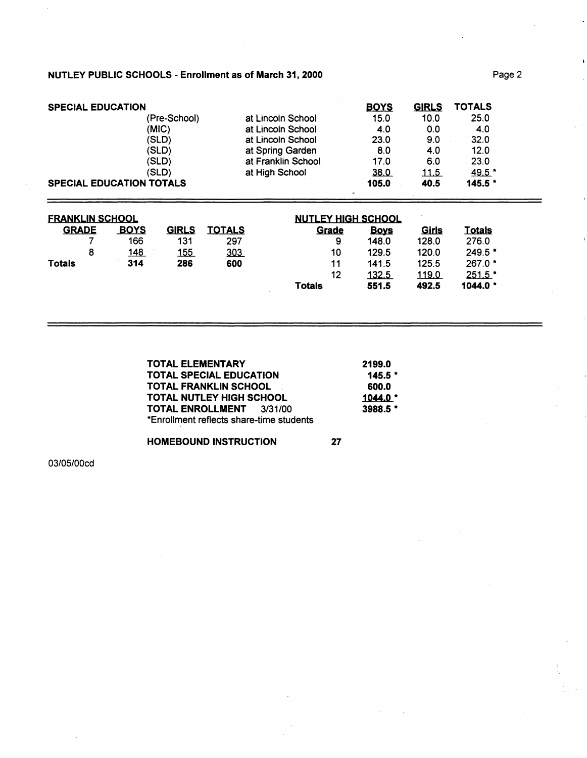**NUTLEY PUBLIC SCHOOLS - Enrollment as of March 31, 2000**

| SPECIAL EDUCATION | | | BOYS | GIRLS | TOTALS |
|---|---|---|---|---|---|
| | (Pre-School) | at Lincoln School | 15.0 | 10.0 | 25.0 |
| | (MIC) | at Lincoln School | 4.0 | 0.0 | 4.0 |
| | (SLD) | at Lincoln School | 23.0 | 9.0 | 32.0 |
| | (SLD) | at Spring Garden | 8.0 | 4.0 | 12.0 |
| | (SLD) | at Franklin School | 17.0 | 6.0 | 23.0 |
| | (SLD) | at High School | 38.0 | 11.5 | 49.5 * |
| **SPECIAL EDUCATION TOTALS** | | | **105.0** | **40.5** | **145.5 *** |

**FRANKLIN SCHOOL**

| GRADE | BOYS | GIRLS | TOTALS |
|---|---|---|---|
| 7 | 166 | 131 | 297 |
| 8 | 148 | 155 | 303 |
| **Totals** | **314** | **286** | **600** |

**NUTLEY HIGH SCHOOL**

| Grade | Boys | Girls | Totals |
|---|---|---|---|
| 9 | 148.0 | 128.0 | 276.0 |
| 10 | 129.5 | 120.0 | 249.5 * |
| 11 | 141.5 | 125.5 | 267.0 * |
| 12 | 132.5 | 119.0 | 251.5 * |
| **Totals** | **551.5** | **492.5** | **1044.0 *** |

| | |
|---|---|
| **TOTAL ELEMENTARY** | **2199.0** |
| **TOTAL SPECIAL EDUCATION** | **145.5 *** |
| **TOTAL FRANKLIN SCHOOL** | **600.0** |
| **TOTAL NUTLEY HIGH SCHOOL** | **1044.0 *** |
| **TOTAL ENROLLMENT** 3/31/00 | **3988.5 *** |

*Enrollment reflects share-time students

**HOMEBOUND INSTRUCTION** 27

03/05/00cd